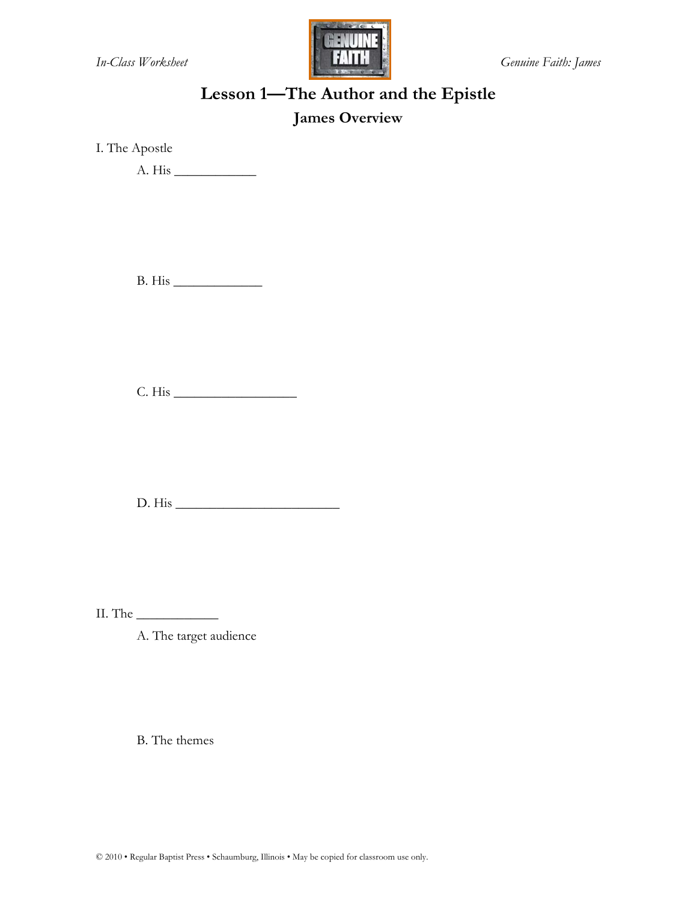# Lesson 1—The Author and the Epistle

## James Overview

I. The Apostle

A. His ____________

B. His _____________

C. His __________________

D. His ________________________

II. The ____________

A. The target audience

B. The themes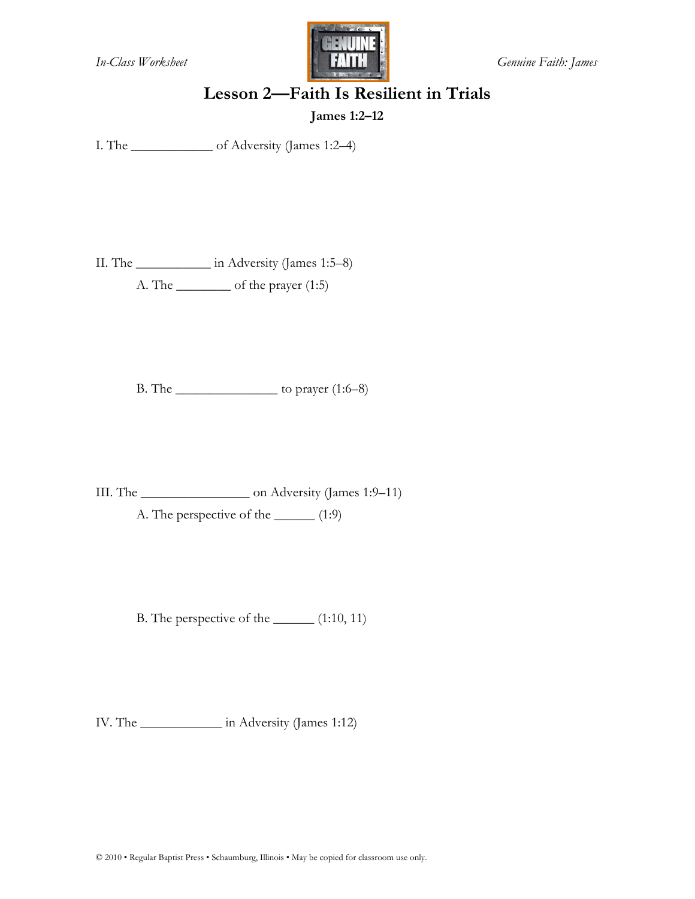# Lesson 2—Faith Is Resilient in Trials

**James 1:2–12**

I. The ____________ of Adversity (James 1:2–4)

II. The ___________ in Adversity (James 1:5–8)

A. The ________ of the prayer (1:5)

B. The _______________ to prayer (1:6–8)

III. The ________________ on Adversity (James 1:9–11)

A. The perspective of the ______ (1:9)

B. The perspective of the ______ (1:10, 11)

IV. The ____________ in Adversity (James 1:12)

© 2010 • Regular Baptist Press • Schaumburg, Illinois • May be copied for classroom use only.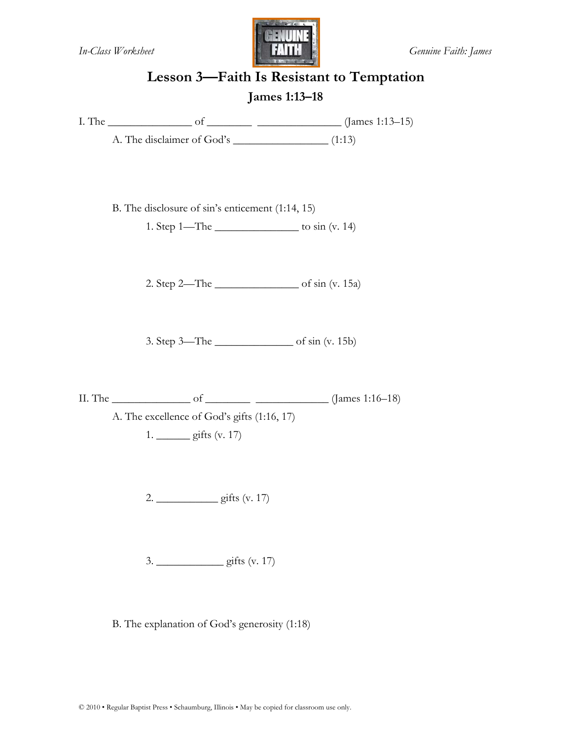# Lesson 3—Faith Is Resistant to Temptation

## James 1:13–18

I. The _______________ of ________ _______________ (James 1:13–15)

A. The disclaimer of God's _________________ (1:13)

B. The disclosure of sin's enticement (1:14, 15)

1. Step 1—The _______________ to sin (v. 14)

2. Step 2—The _______________ of sin (v. 15a)

3. Step 3—The ______________ of sin (v. 15b)

II. The ______________ of ________ _____________ (James 1:16–18)

A. The excellence of God's gifts (1:16, 17)

1. ______ gifts (v. 17)

2. ___________ gifts (v. 17)

3. ____________ gifts (v. 17)

B. The explanation of God's generosity (1:18)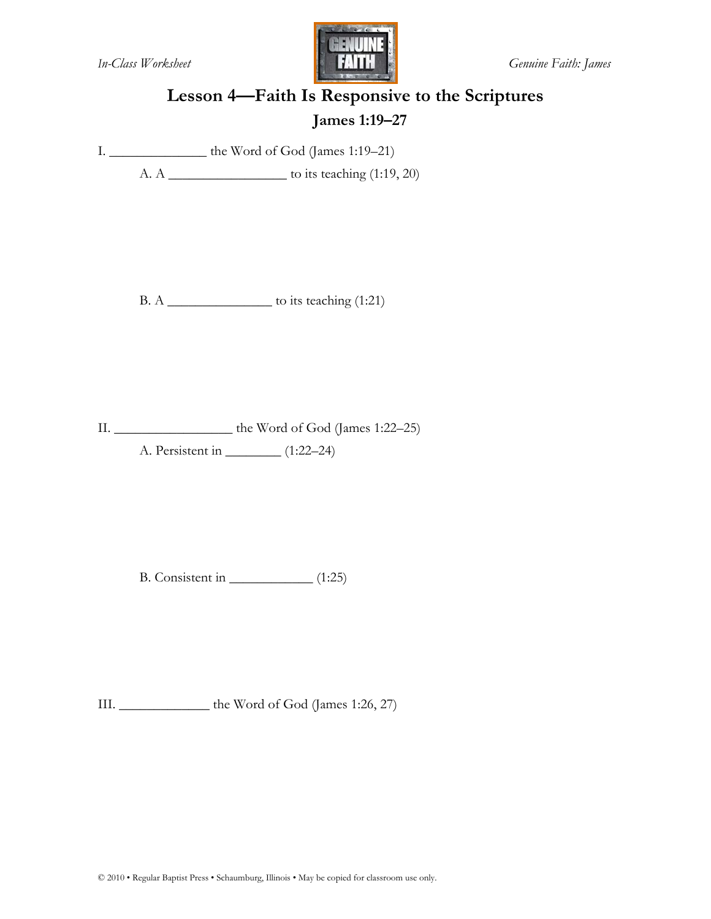# Lesson 4—Faith Is Responsive to the Scriptures

## James 1:19–27

I. ______________ the Word of God (James 1:19–21)

A. A ________________ to its teaching (1:19, 20)

B. A _______________ to its teaching (1:21)

II. ________________ the Word of God (James 1:22–25)

A. Persistent in ________ (1:22–24)

B. Consistent in ____________ (1:25)

III. _____________ the Word of God (James 1:26, 27)

© 2010 • Regular Baptist Press • Schaumburg, Illinois • May be copied for classroom use only.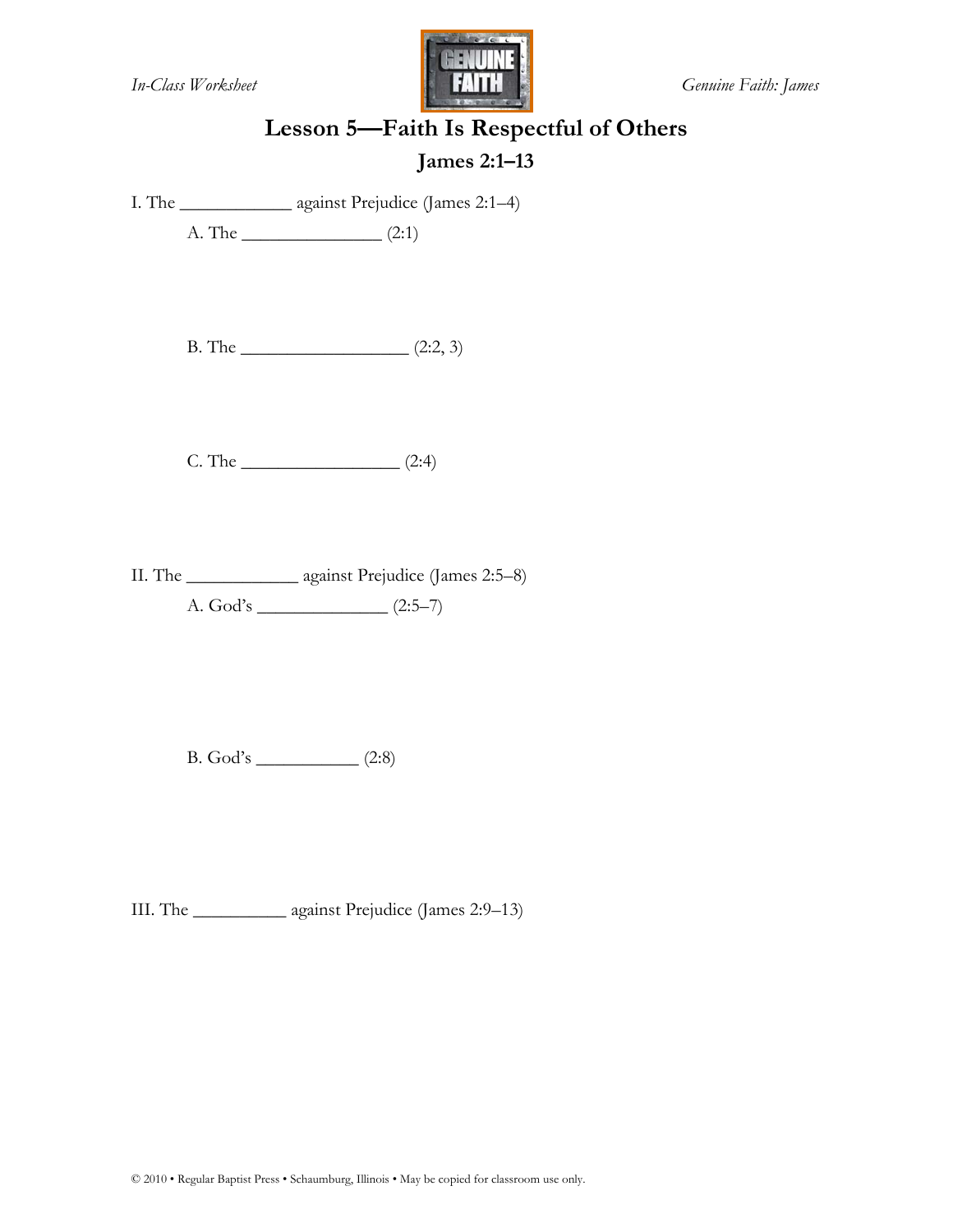# Lesson 5—Faith Is Respectful of Others

## James 2:1–13

I. The ____________ against Prejudice (James 2:1–4)

A. The _______________ (2:1)

B. The __________________ (2:2, 3)

C. The _________________ (2:4)

II. The ____________ against Prejudice (James 2:5–8)

A. God's ______________ (2:5–7)

B. God's ___________ (2:8)

III. The __________ against Prejudice (James 2:9–13)

© 2010 • Regular Baptist Press • Schaumburg, Illinois • May be copied for classroom use only.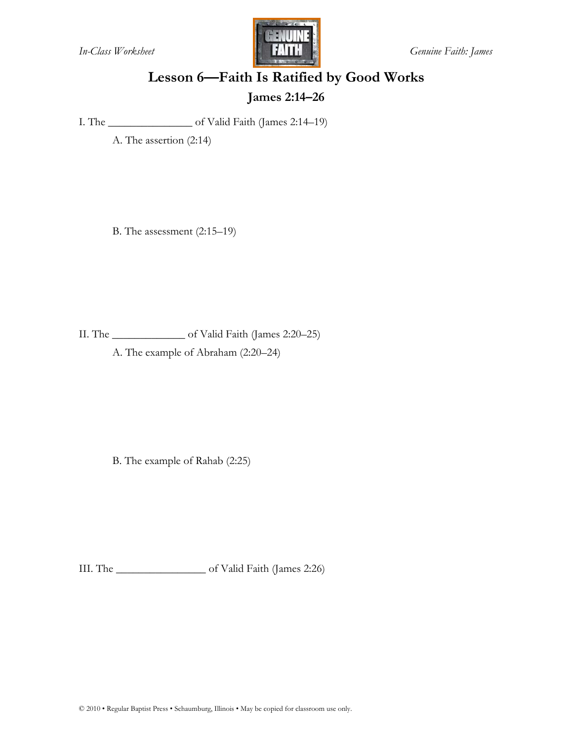# Lesson 6—Faith Is Ratified by Good Works

## James 2:14–26

I. The _______________ of Valid Faith (James 2:14–19)

A. The assertion (2:14)

B. The assessment (2:15–19)

II. The _____________ of Valid Faith (James 2:20–25)

A. The example of Abraham (2:20–24)

B. The example of Rahab (2:25)

III. The ________________ of Valid Faith (James 2:26)

© 2010 • Regular Baptist Press • Schaumburg, Illinois • May be copied for classroom use only.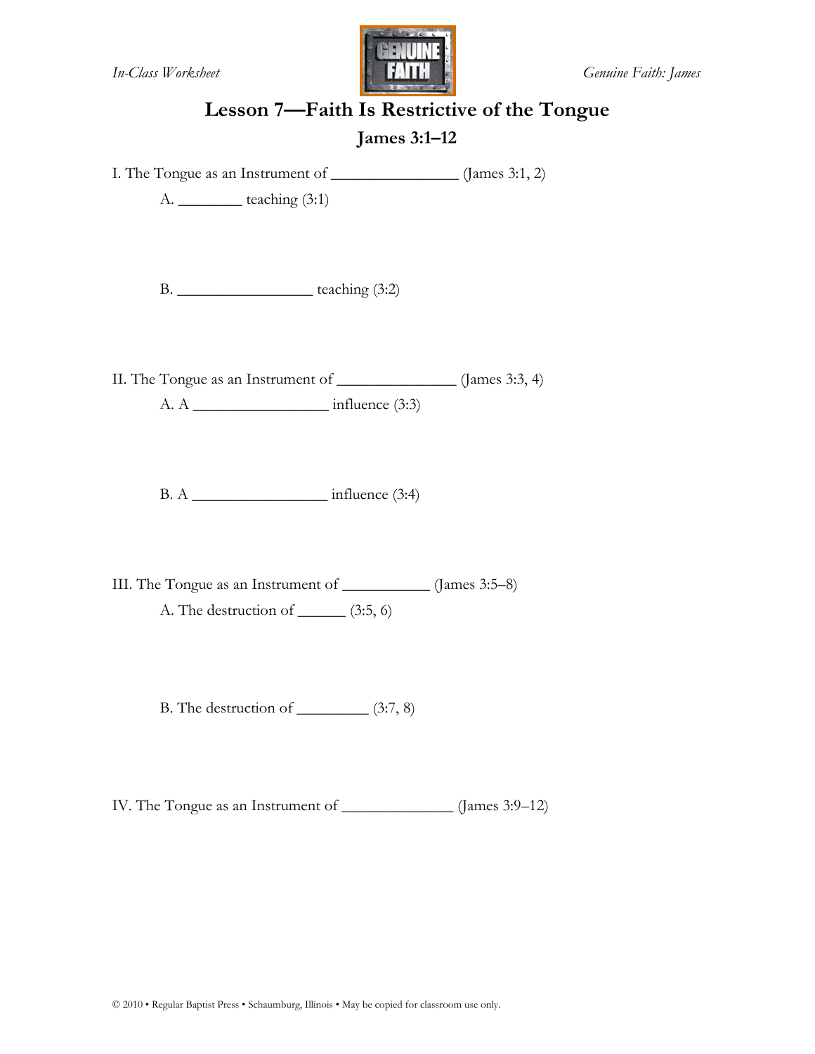# Lesson 7—Faith Is Restrictive of the Tongue

## James 3:1–12

I. The Tongue as an Instrument of _______________ (James 3:1, 2)

A. ________ teaching (3:1)

B. _________________ teaching (3:2)

II. The Tongue as an Instrument of _______________ (James 3:3, 4)

A. A _________________ influence (3:3)

B. A _________________ influence (3:4)

III. The Tongue as an Instrument of ___________ (James 3:5–8)

A. The destruction of ______ (3:5, 6)

B. The destruction of _________ (3:7, 8)

IV. The Tongue as an Instrument of ______________ (James 3:9–12)

© 2010 • Regular Baptist Press • Schaumburg, Illinois • May be copied for classroom use only.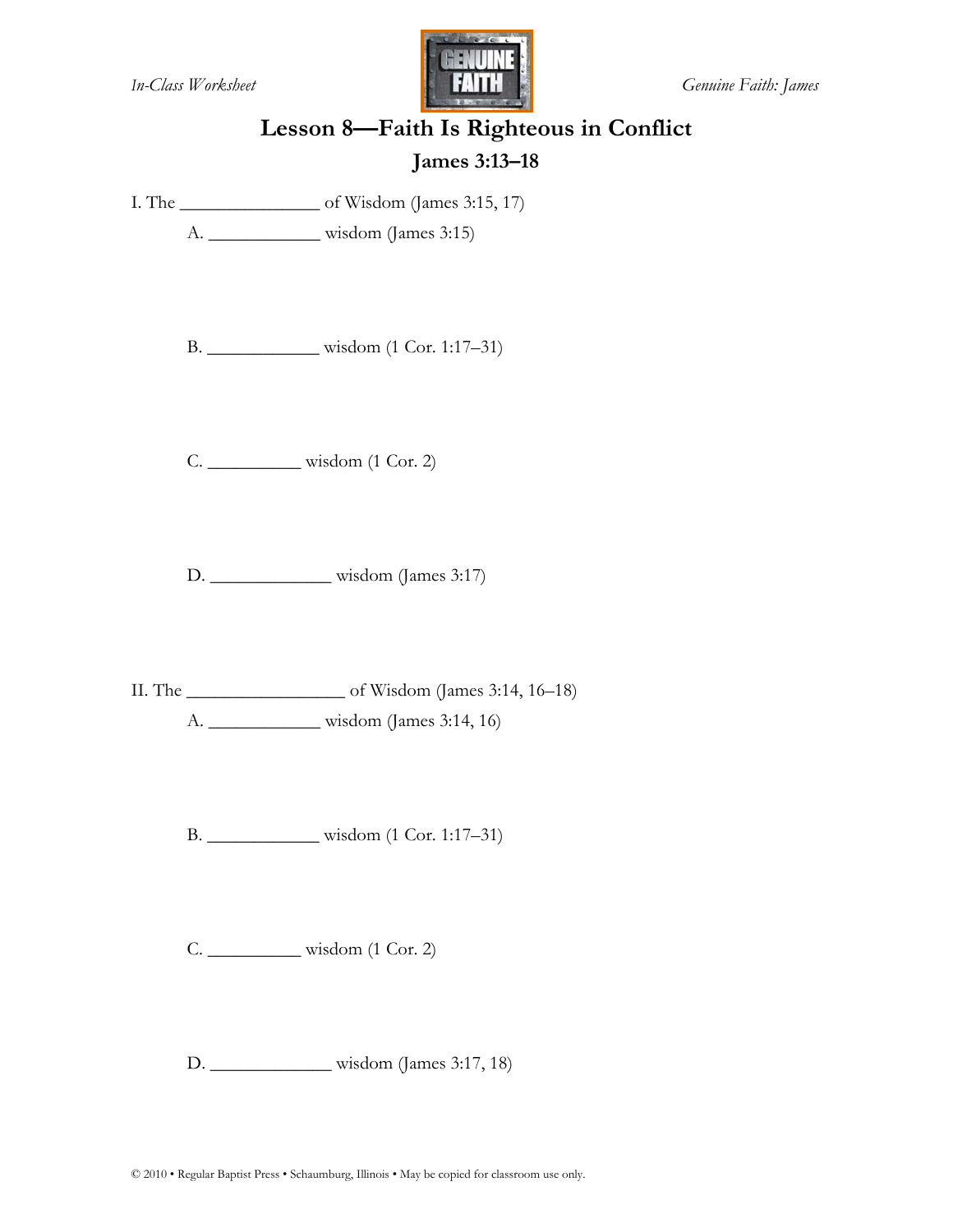# Lesson 8—Faith Is Righteous in Conflict

## James 3:13–18

I. The _______________ of Wisdom (James 3:15, 17)

A. ____________ wisdom (James 3:15)

B. ____________ wisdom (1 Cor. 1:17–31)

C. __________ wisdom (1 Cor. 2)

D. _____________ wisdom (James 3:17)

II. The _________________ of Wisdom (James 3:14, 16–18)

A. ____________ wisdom (James 3:14, 16)

B. ____________ wisdom (1 Cor. 1:17–31)

C. __________ wisdom (1 Cor. 2)

D. _____________ wisdom (James 3:17, 18)

© 2010 • Regular Baptist Press • Schaumburg, Illinois • May be copied for classroom use only.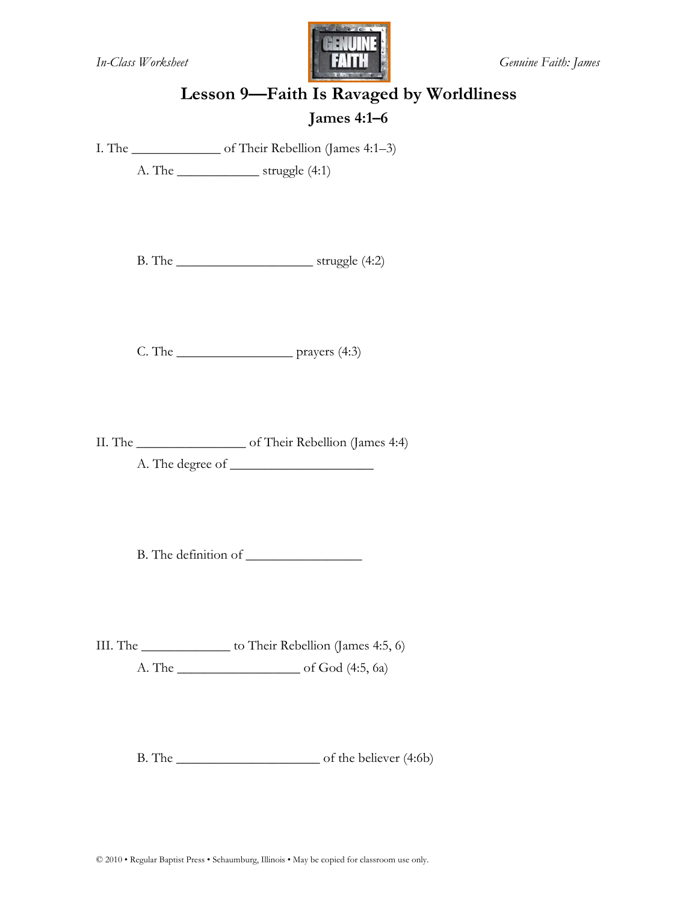# Lesson 9—Faith Is Ravaged by Worldliness

## James 4:1–6

I. The _____________ of Their Rebellion (James 4:1–3)

A. The ____________ struggle (4:1)

B. The ____________________ struggle (4:2)

C. The _________________ prayers (4:3)

II. The ________________ of Their Rebellion (James 4:4)

A. The degree of _____________________

B. The definition of _________________

III. The _____________ to Their Rebellion (James 4:5, 6)

A. The __________________ of God (4:5, 6a)

B. The _____________________ of the believer (4:6b)

© 2010 • Regular Baptist Press • Schaumburg, Illinois • May be copied for classroom use only.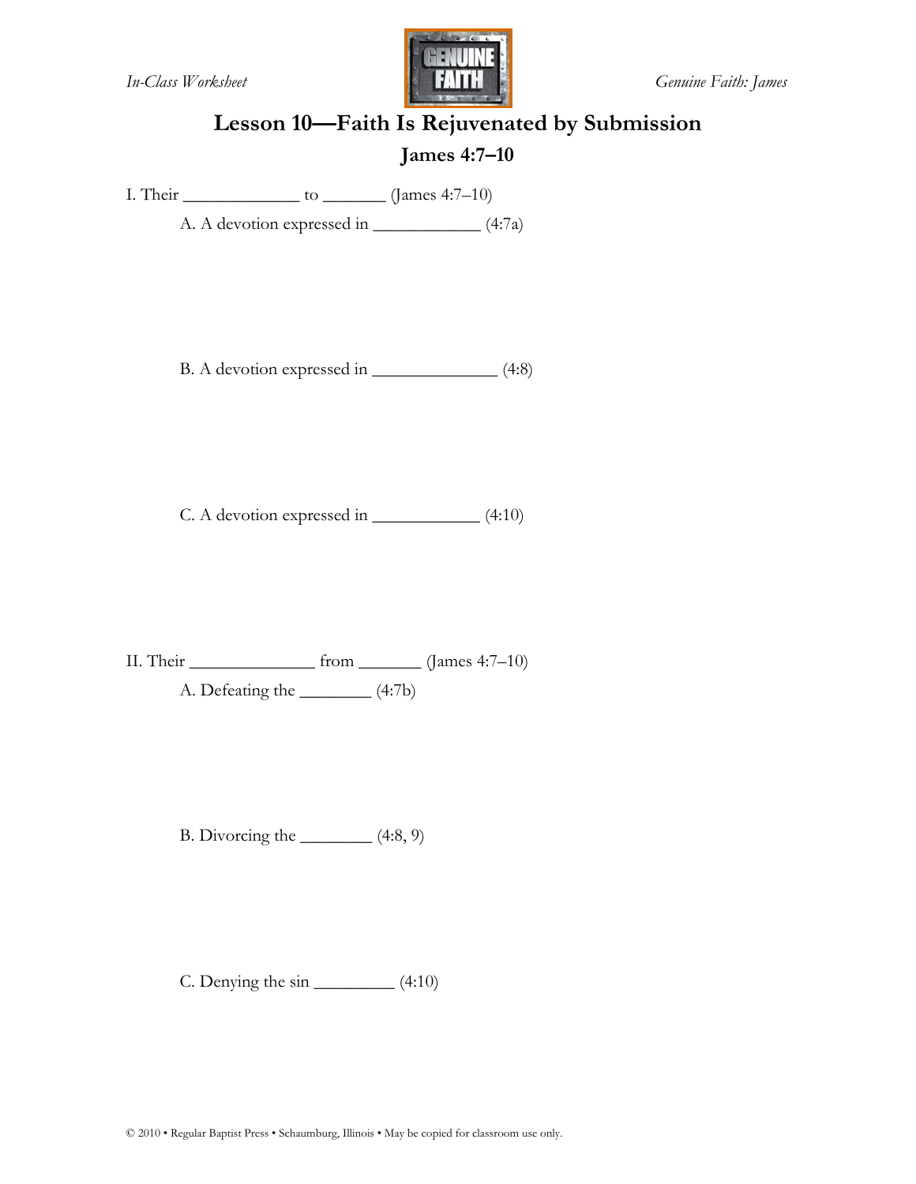# Lesson 10—Faith Is Rejuvenated by Submission

## James 4:7–10

I. Their _____________ to _______ (James 4:7–10)

A. A devotion expressed in ____________ (4:7a)

B. A devotion expressed in ______________ (4:8)

C. A devotion expressed in ____________ (4:10)

II. Their ______________ from _______ (James 4:7–10)

A. Defeating the ________ (4:7b)

B. Divorcing the ________ (4:8, 9)

C. Denying the sin _________ (4:10)

© 2010 • Regular Baptist Press • Schaumburg, Illinois • May be copied for classroom use only.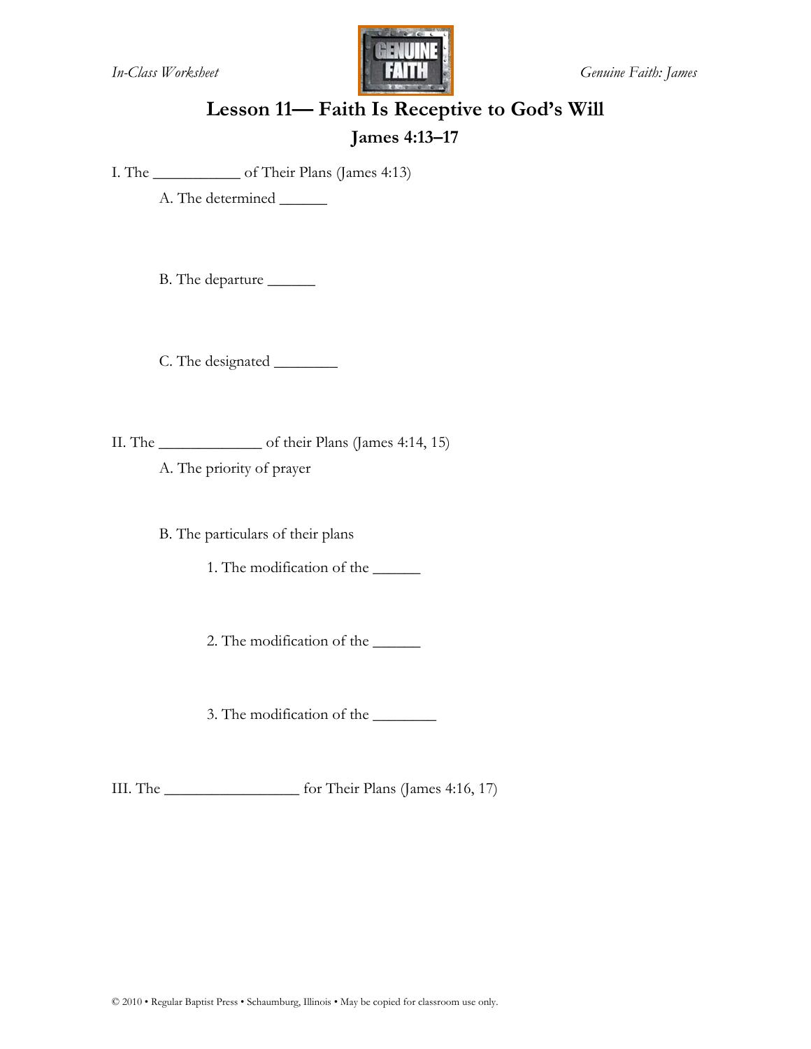# Lesson 11— Faith Is Receptive to God's Will

## James 4:13–17

I. The ___________ of Their Plans (James 4:13)

- A. The determined ______

- B. The departure ______

- C. The designated ________

II. The _____________ of their Plans (James 4:14, 15)

- A. The priority of prayer

- B. The particulars of their plans

  1. The modification of the ______

  2. The modification of the ______

  3. The modification of the ________

III. The _________________ for Their Plans (James 4:16, 17)

© 2010 • Regular Baptist Press • Schaumburg, Illinois • May be copied for classroom use only.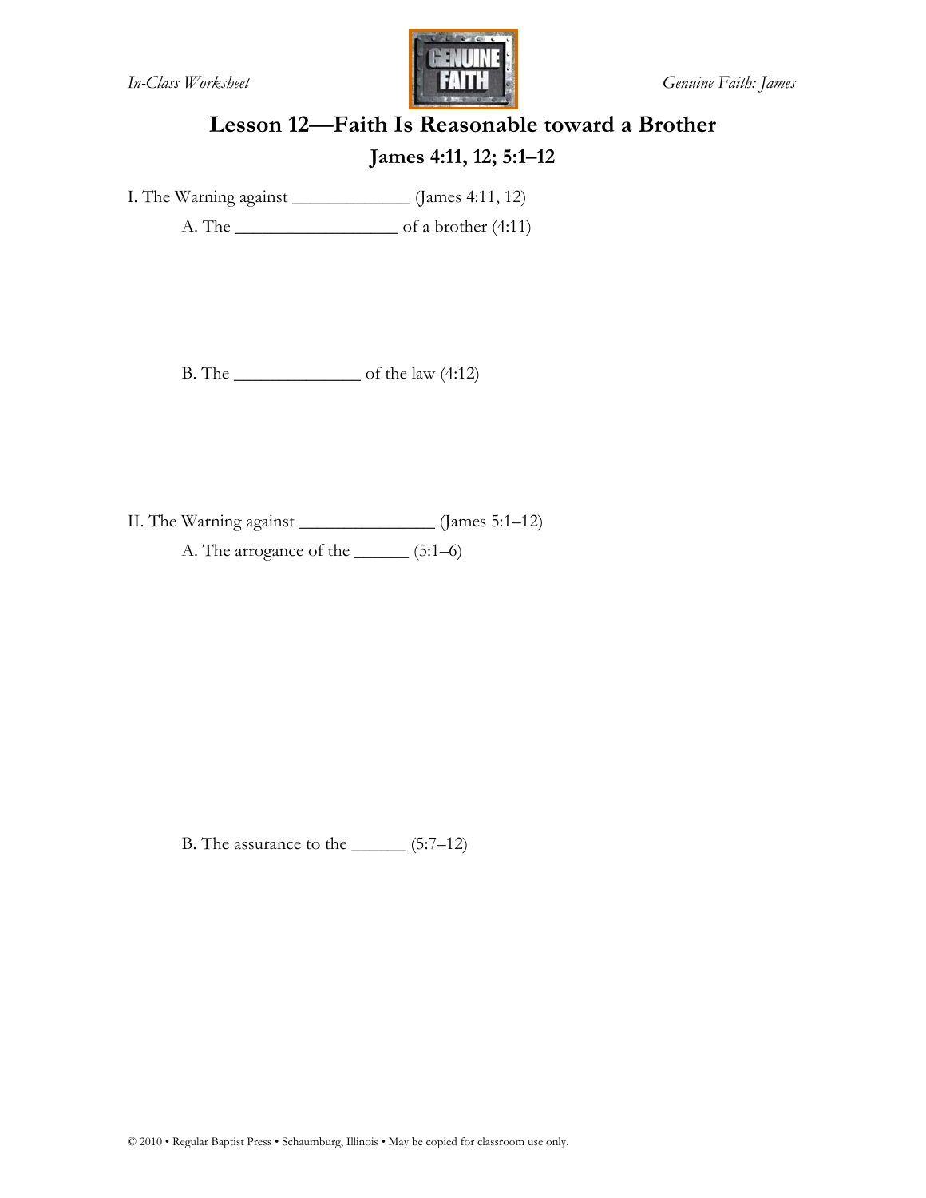# Lesson 12—Faith Is Reasonable toward a Brother

## James 4:11, 12; 5:1–12

I. The Warning against _____________ (James 4:11, 12)

A. The _________________ of a brother (4:11)

B. The ______________ of the law (4:12)

II. The Warning against _______________ (James 5:1–12)

A. The arrogance of the ______ (5:1–6)

B. The assurance to the ______ (5:7–12)

© 2010 • Regular Baptist Press • Schaumburg, Illinois • May be copied for classroom use only.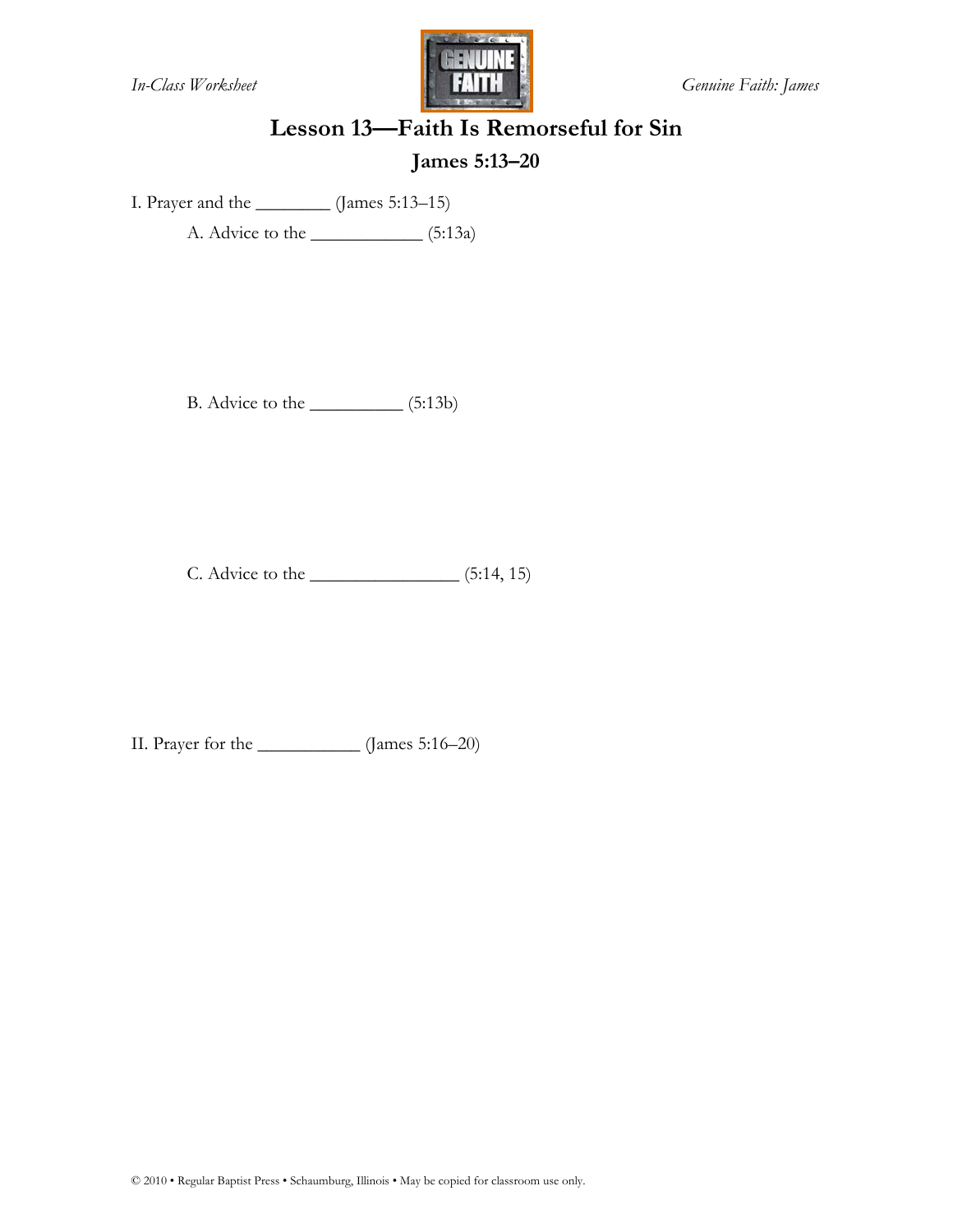# Lesson 13—Faith Is Remorseful for Sin

## James 5:13–20

I. Prayer and the ________ (James 5:13–15)

A. Advice to the ____________ (5:13a)

B. Advice to the __________ (5:13b)

C. Advice to the ________________ (5:14, 15)

II. Prayer for the ___________ (James 5:16–20)

© 2010 • Regular Baptist Press • Schaumburg, Illinois • May be copied for classroom use only.